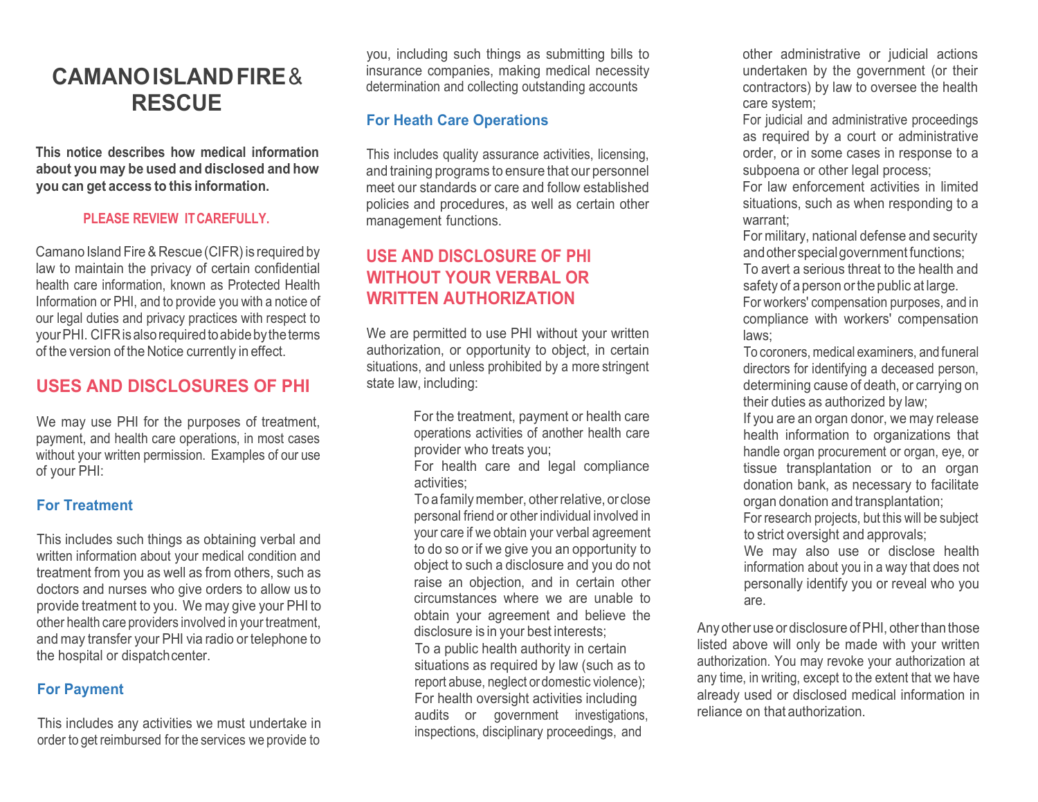# CAMANO ISLAND FIRE & RESCUE

**This notice describes how medical information about you may be used and disclosed and how you can get access to this information.**

**PLEASE REVIEW IT CAREFULLY.**

Camano Island Fire & Rescue (CIFR) is required by law to maintain the privacy of certain confidential health care information, known as Protected Health Information or PHI, and to provide you with a notice of our legal duties and privacy practices with respect to your PHI. CIFR is also required to abide by the terms of the version of the Notice currently in effect.

## USES AND DISCLOSURES OF PHI

We may use PHI for the purposes of treatment, payment, and health care operations, in most cases without your written permission. Examples of our use of your PHI:

### For Treatment

This includes such things as obtaining verbal and written information about your medical condition and treatment from you as well as from others, such as doctors and nurses who give orders to allow us to provide treatment to you. We may give your PHI to other health care providers involved in your treatment, and may transfer your PHI via radio or telephone to the hospital or dispatch center.

### For Payment

This includes any activities we must undertake in order to get reimbursed for the services we provide to you, including such things as submitting bills to insurance companies, making medical necessity determination and collecting outstanding accounts

### For Heath Care Operations

This includes quality assurance activities, licensing, and training programs to ensure that our personnel meet our standards or care and follow established policies and procedures, as well as certain other management functions.

## USE AND DISCLOSURE OF PHI WITHOUT YOUR VERBAL OR WRITTEN AUTHORIZATION

We are permitted to use PHI without your written authorization, or opportunity to object, in certain situations, and unless prohibited by a more stringent state law, including:

- For the treatment, payment or health care operations activities of another health care provider who treats you;
- For health care and legal compliance activities;
- To a family member, other relative, or close personal friend or other individual involved in your care if we obtain your verbal agreement to do so or if we give you an opportunity to object to such a disclosure and you do not raise an objection, and in certain other circumstances where we are unable to obtain your agreement and believe the disclosure is in your best interests;
- To a public health authority in certain situations as required by law (such as to report abuse, neglect or domestic violence);
- For health oversight activities including audits or government investigations, inspections, disciplinary proceedings, and other administrative or judicial actions undertaken by the government (or their contractors) by law to oversee the health care system;
- For judicial and administrative proceedings as required by a court or administrative order, or in some cases in response to a subpoena or other legal process;
- For law enforcement activities in limited situations, such as when responding to a warrant;
- For military, national defense and security and other special government functions;
- To avert a serious threat to the health and safety of a person or the public at large.
- For workers' compensation purposes, and in compliance with workers' compensation laws;
- To coroners, medical examiners, and funeral directors for identifying a deceased person, determining cause of death, or carrying on their duties as authorized by law;
- If you are an organ donor, we may release health information to organizations that handle organ procurement or organ, eye, or tissue transplantation or to an organ donation bank, as necessary to facilitate organ donation and transplantation;
- For research projects, but this will be subject to strict oversight and approvals;
- We may also use or disclose health information about you in a way that does not personally identify you or reveal who you are.

Any other use or disclosure of PHI, other than those listed above will only be made with your written authorization. You may revoke your authorization at any time, in writing, except to the extent that we have already used or disclosed medical information in reliance on that authorization.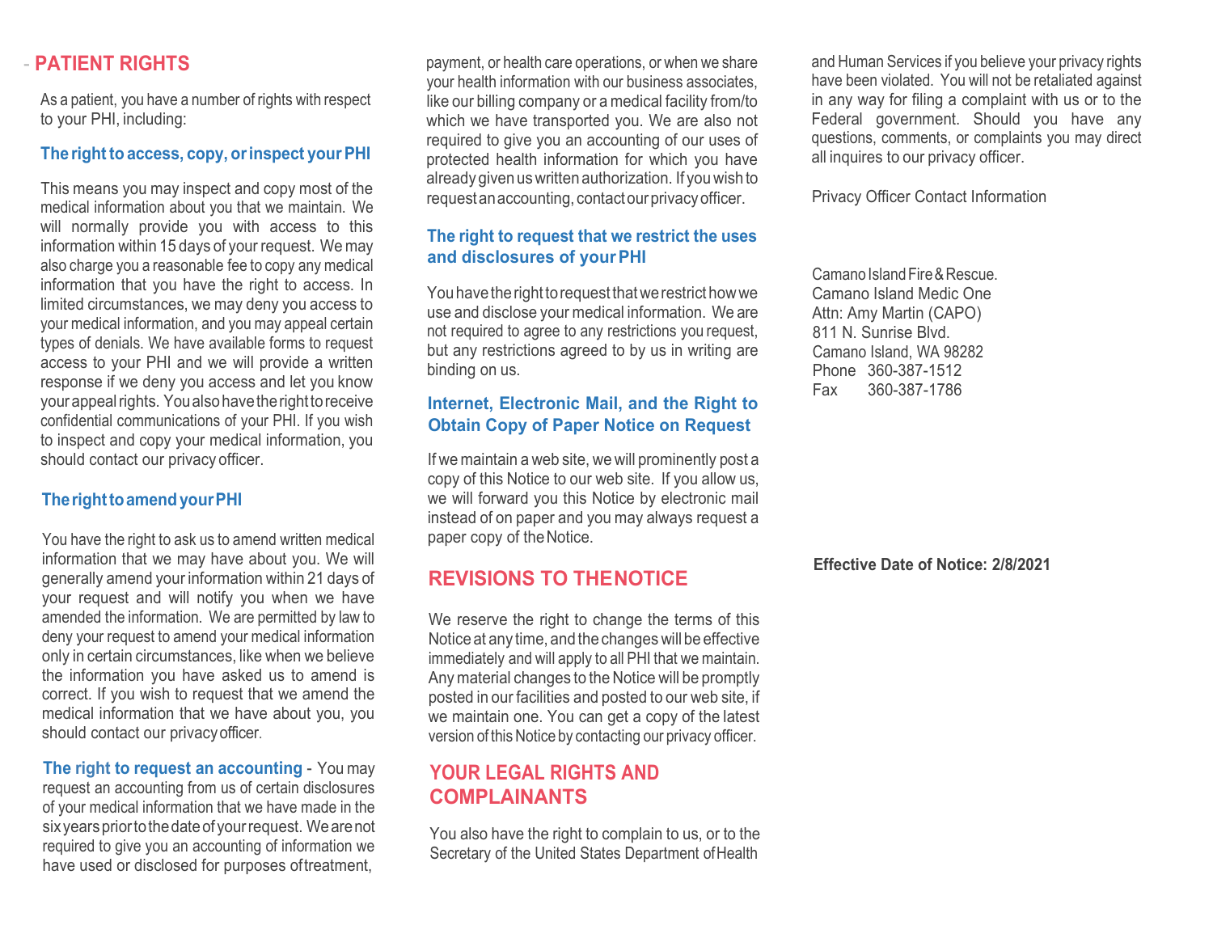## - PATIENT RIGHTS

As a patient, you have a number of rights with respect to your PHI, including:

### The right to access, copy, or inspect your PHI

This means you may inspect and copy most of the medical information about you that we maintain. We will normally provide you with access to this information within 15 days of your request. We may also charge you a reasonable fee to copy any medical information that you have the right to access. In limited circumstances, we may deny you access to your medical information, and you may appeal certain types of denials. We have available forms to request access to your PHI and we will provide a written response if we deny you access and let you know your appeal rights. You also have the right to receive confidential communications of your PHI. If you wish to inspect and copy your medical information, you should contact our privacy officer.

### The right to amend your PHI

You have the right to ask us to amend written medical information that we may have about you. We will generally amend your information within 21 days of your request and will notify you when we have amended the information. We are permitted by law to deny your request to amend your medical information only in certain circumstances, like when we believe the information you have asked us to amend is correct. If you wish to request that we amend the medical information that we have about you, you should contact our privacy officer.

**The right to request an accounting** - You may request an accounting from us of certain disclosures of your medical information that we have made in the six years prior to the date of your request. We are not required to give you an accounting of information we have used or disclosed for purposes of treatment, payment, or health care operations, or when we share your health information with our business associates, like our billing company or a medical facility from/to which we have transported you. We are also not required to give you an accounting of our uses of protected health information for which you have already given us written authorization. If you wish to request an accounting, contact our privacy officer.

### The right to request that we restrict the uses and disclosures of your PHI

You have the right to request that we restrict how we use and disclose your medical information. We are not required to agree to any restrictions you request, but any restrictions agreed to by us in writing are binding on us.

### Internet, Electronic Mail, and the Right to Obtain Copy of Paper Notice on Request

If we maintain a web site, we will prominently post a copy of this Notice to our web site. If you allow us, we will forward you this Notice by electronic mail instead of on paper and you may always request a paper copy of the Notice.

## REVISIONS TO THE NOTICE

We reserve the right to change the terms of this Notice at any time, and the changes will be effective immediately and will apply to all PHI that we maintain. Any material changes to the Notice will be promptly posted in our facilities and posted to our web site, if we maintain one. You can get a copy of the latest version of this Notice by contacting our privacy officer.

## YOUR LEGAL RIGHTS AND COMPLAINANTS

You also have the right to complain to us, or to the Secretary of the United States Department of Health and Human Services if you believe your privacy rights have been violated. You will not be retaliated against in any way for filing a complaint with us or to the Federal government. Should you have any questions, comments, or complaints you may direct all inquires to our privacy officer.

Privacy Officer Contact Information

Camano Island Fire & Rescue.
Camano Island Medic One
Attn: Amy Martin (CAPO)
811 N. Sunrise Blvd.
Camano Island, WA 98282
Phone 360-387-1512
Fax 360-387-1786

**Effective Date of Notice: 2/8/2021**